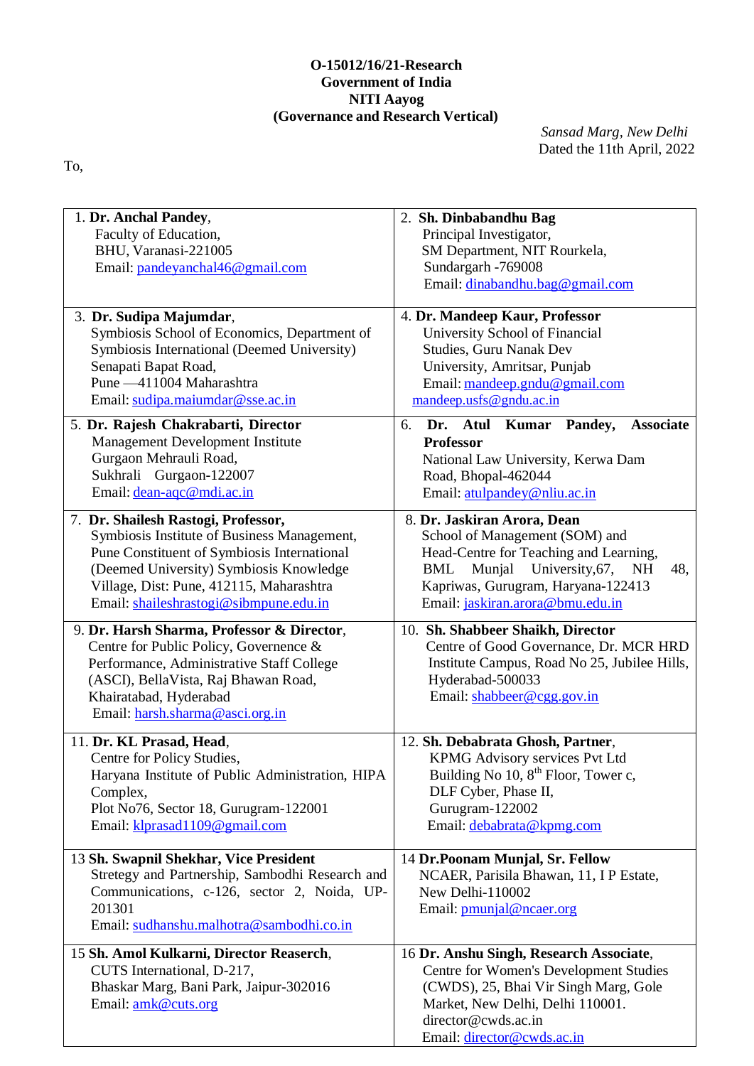**O-15012/16/21-Research**
**Government of India**
**NITI Aayog**
**(Governance and Research Vertical)**

*Sansad Marg, New Delhi*
Dated the 11th April, 2022

To,

| | |
|---|---|
| 1. **Dr. Anchal Pandey**, Faculty of Education, BHU, Varanasi-221005 Email: pandeyanchal46@gmail.com | 2. **Sh. Dinbabandhu Bag** Principal Investigator, SM Department, NIT Rourkela, Sundargarh -769008 Email: dinabandhu.bag@gmail.com |
| 3. **Dr. Sudipa Majumdar**, Symbiosis School of Economics, Department of Symbiosis International (Deemed University) Senapati Bapat Road, Pune —411004 Maharashtra Email: sudipa.maiumdar@sse.ac.in | 4. **Dr. Mandeep Kaur, Professor** University School of Financial Studies, Guru Nanak Dev University, Amritsar, Punjab Email: mandeep.gndu@gmail.com mandeep.usfs@gndu.ac.in |
| 5. **Dr. Rajesh Chakrabarti, Director** Management Development Institute Gurgaon Mehrauli Road, Sukhrali Gurgaon-122007 Email: dean-aqc@mdi.ac.in | 6. **Dr. Atul Kumar Pandey, Associate Professor** National Law University, Kerwa Dam Road, Bhopal-462044 Email: atulpandey@nliu.ac.in |
| 7. **Dr. Shailesh Rastogi, Professor,** Symbiosis Institute of Business Management, Pune Constituent of Symbiosis International (Deemed University) Symbiosis Knowledge Village, Dist: Pune, 412115, Maharashtra Email: shaileshrastogi@sibmpune.edu.in | 8. **Dr. Jaskiran Arora, Dean** School of Management (SOM) and Head-Centre for Teaching and Learning, BML Munjal University,67, NH 48, Kapriwas, Gurugram, Haryana-122413 Email: jaskiran.arora@bmu.edu.in |
| 9. **Dr. Harsh Sharma, Professor & Director**, Centre for Public Policy, Governence & Performance, Administrative Staff College (ASCI), BellaVista, Raj Bhawan Road, Khairatabad, Hyderabad Email: harsh.sharma@asci.org.in | 10. **Sh. Shabbeer Shaikh, Director** Centre of Good Governance, Dr. MCR HRD Institute Campus, Road No 25, Jubilee Hills, Hyderabad-500033 Email: shabbeer@cgg.gov.in |
| 11. **Dr. KL Prasad, Head**, Centre for Policy Studies, Haryana Institute of Public Administration, HIPA Complex, Plot No76, Sector 18, Gurugram-122001 Email: klprasad1109@gmail.com | 12. **Sh. Debabrata Ghosh, Partner**, KPMG Advisory services Pvt Ltd Building No 10, 8th Floor, Tower c, DLF Cyber, Phase II, Gurugram-122002 Email: debabrata@kpmg.com |
| 13 **Sh. Swapnil Shekhar, Vice President** Stretegy and Partnership, Sambodhi Research and Communications, c-126, sector 2, Noida, UP-201301 Email: sudhanshu.malhotra@sambodhi.co.in | 14 **Dr.Poonam Munjal, Sr. Fellow** NCAER, Parisila Bhawan, 11, I P Estate, New Delhi-110002 Email: pmunjal@ncaer.org |
| 15 **Sh. Amol Kulkarni, Director Reaserch**, CUTS International, D-217, Bhaskar Marg, Bani Park, Jaipur-302016 Email: amk@cuts.org | 16 **Dr. Anshu Singh, Research Associate**, Centre for Women's Development Studies (CWDS), 25, Bhai Vir Singh Marg, Gole Market, New Delhi, Delhi 110001. director@cwds.ac.in Email: director@cwds.ac.in |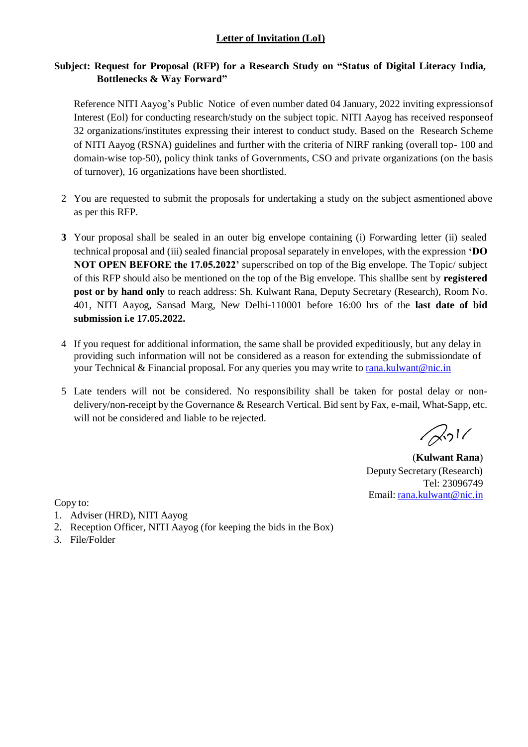# Letter of Invitation (LoI)

**Subject: Request for Proposal (RFP) for a Research Study on "Status of Digital Literacy India, Bottlenecks & Way Forward"**

Reference NITI Aayog's Public Notice of even number dated 04 January, 2022 inviting expressionsof Interest (EoI) for conducting research/study on the subject topic. NITI Aayog has received responseof 32 organizations/institutes expressing their interest to conduct study. Based on the Research Scheme of NITI Aayog (RSNA) guidelines and further with the criteria of NIRF ranking (overall top- 100 and domain-wise top-50), policy think tanks of Governments, CSO and private organizations (on the basis of turnover), 16 organizations have been shortlisted.

2 You are requested to submit the proposals for undertaking a study on the subject asmentioned above as per this RFP.

**3** Your proposal shall be sealed in an outer big envelope containing (i) Forwarding letter (ii) sealed technical proposal and (iii) sealed financial proposal separately in envelopes, with the expression **'DO NOT OPEN BEFORE the 17.05.2022'** superscribed on top of the Big envelope. The Topic/ subject of this RFP should also be mentioned on the top of the Big envelope. This shallbe sent by **registered post or by hand only** to reach address: Sh. Kulwant Rana, Deputy Secretary (Research), Room No. 401, NITI Aayog, Sansad Marg, New Delhi-110001 before 16:00 hrs of the **last date of bid submission i.e 17.05.2022.**

4 If you request for additional information, the same shall be provided expeditiously, but any delay in providing such information will not be considered as a reason for extending the submissiondate of your Technical & Financial proposal. For any queries you may write to rana.kulwant@nic.in

5 Late tenders will not be considered. No responsibility shall be taken for postal delay or non-delivery/non-receipt by the Governance & Research Vertical. Bid sent by Fax, e-mail, What-Sapp, etc. will not be considered and liable to be rejected.

(**Kulwant Rana**)
Deputy Secretary (Research)
Tel: 23096749
Email: rana.kulwant@nic.in

Copy to:

1. Adviser (HRD), NITI Aayog
2. Reception Officer, NITI Aayog (for keeping the bids in the Box)
3. File/Folder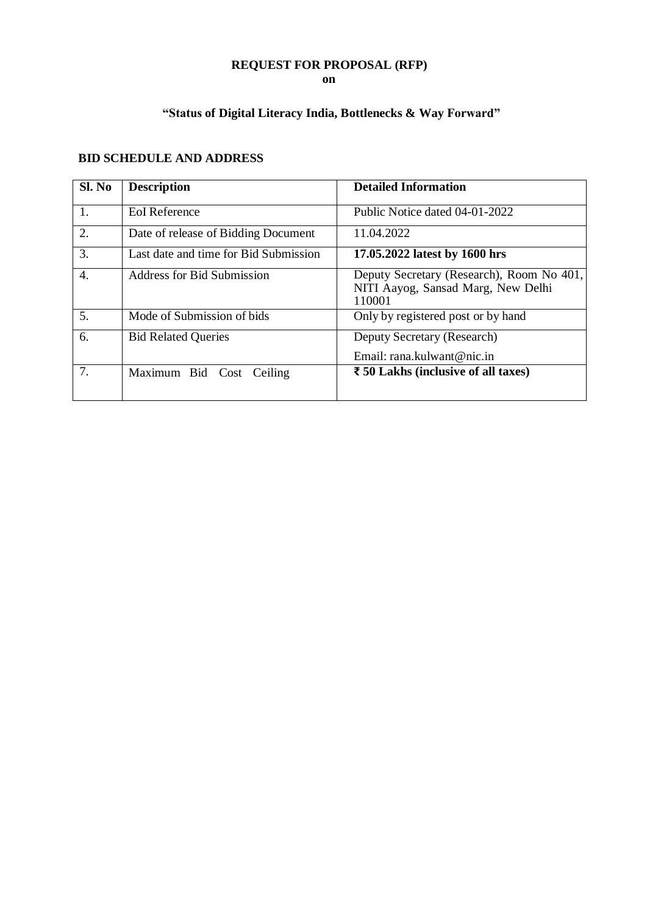**REQUEST FOR PROPOSAL (RFP)**
**on**

**"Status of Digital Literacy India, Bottlenecks & Way Forward"**

**BID SCHEDULE AND ADDRESS**

| **Sl. No** | **Description** | **Detailed Information** |
|---|---|---|
| 1. | EoI Reference | Public Notice dated 04-01-2022 |
| 2. | Date of release of Bidding Document | 11.04.2022 |
| 3. | Last date and time for Bid Submission | **17.05.2022 latest by 1600 hrs** |
| 4. | Address for Bid Submission | Deputy Secretary (Research), Room No 401, NITI Aayog, Sansad Marg, New Delhi 110001 |
| 5. | Mode of Submission of bids | Only by registered post or by hand |
| 6. | Bid Related Queries | Deputy Secretary (Research)<br>Email: rana.kulwant@nic.in |
| 7. | Maximum Bid Cost Ceiling | **₹ 50 Lakhs (inclusive of all taxes)** |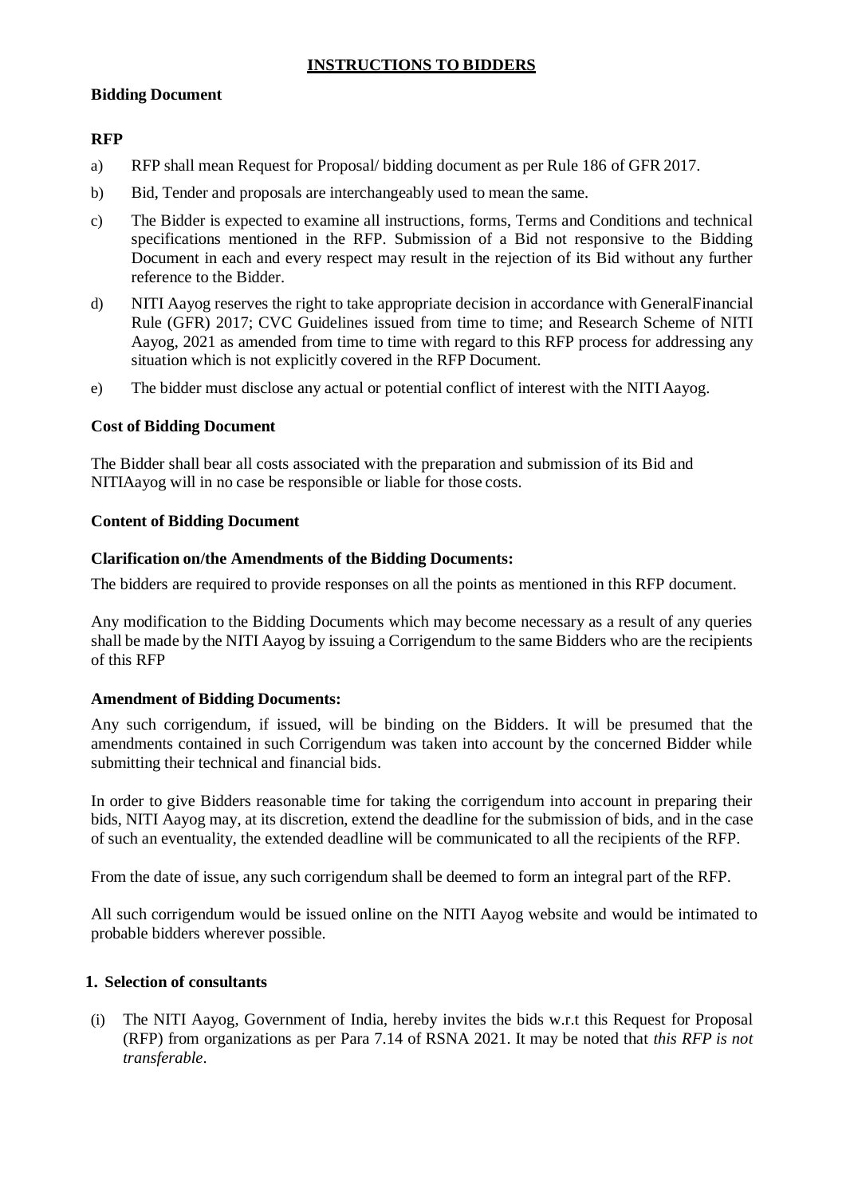## INSTRUCTIONS TO BIDDERS

### Bidding Document

**RFP**

a) RFP shall mean Request for Proposal/ bidding document as per Rule 186 of GFR 2017.

b) Bid, Tender and proposals are interchangeably used to mean the same.

c) The Bidder is expected to examine all instructions, forms, Terms and Conditions and technical specifications mentioned in the RFP. Submission of a Bid not responsive to the Bidding Document in each and every respect may result in the rejection of its Bid without any further reference to the Bidder.

d) NITI Aayog reserves the right to take appropriate decision in accordance with GeneralFinancial Rule (GFR) 2017; CVC Guidelines issued from time to time; and Research Scheme of NITI Aayog, 2021 as amended from time to time with regard to this RFP process for addressing any situation which is not explicitly covered in the RFP Document.

e) The bidder must disclose any actual or potential conflict of interest with the NITI Aayog.

### Cost of Bidding Document

The Bidder shall bear all costs associated with the preparation and submission of its Bid and NITIAayog will in no case be responsible or liable for those costs.

### Content of Bidding Document

### Clarification on/the Amendments of the Bidding Documents:

The bidders are required to provide responses on all the points as mentioned in this RFP document.

Any modification to the Bidding Documents which may become necessary as a result of any queries shall be made by the NITI Aayog by issuing a Corrigendum to the same Bidders who are the recipients of this RFP

### Amendment of Bidding Documents:

Any such corrigendum, if issued, will be binding on the Bidders. It will be presumed that the amendments contained in such Corrigendum was taken into account by the concerned Bidder while submitting their technical and financial bids.

In order to give Bidders reasonable time for taking the corrigendum into account in preparing their bids, NITI Aayog may, at its discretion, extend the deadline for the submission of bids, and in the case of such an eventuality, the extended deadline will be communicated to all the recipients of the RFP.

From the date of issue, any such corrigendum shall be deemed to form an integral part of the RFP.

All such corrigendum would be issued online on the NITI Aayog website and would be intimated to probable bidders wherever possible.

### 1. Selection of consultants

(i) The NITI Aayog, Government of India, hereby invites the bids w.r.t this Request for Proposal (RFP) from organizations as per Para 7.14 of RSNA 2021. It may be noted that *this RFP is not transferable*.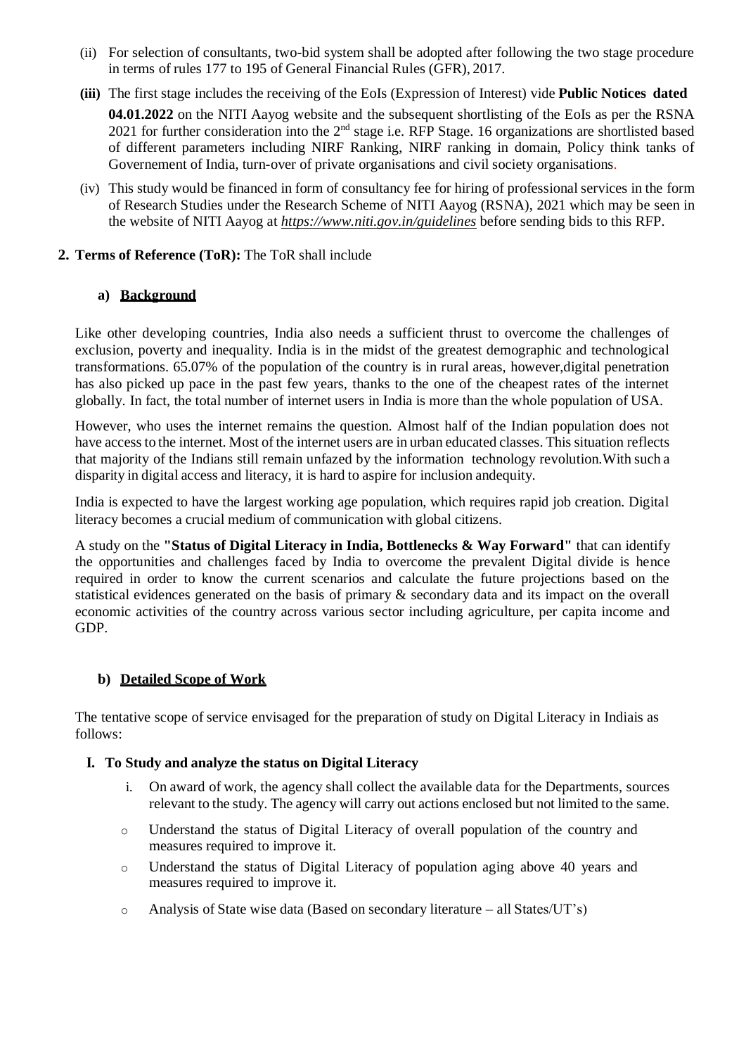(ii) For selection of consultants, two-bid system shall be adopted after following the two stage procedure in terms of rules 177 to 195 of General Financial Rules (GFR), 2017.

**(iii)** The first stage includes the receiving of the EoIs (Expression of Interest) vide **Public Notices dated 04.01.2022** on the NITI Aayog website and the subsequent shortlisting of the EoIs as per the RSNA 2021 for further consideration into the 2nd stage i.e. RFP Stage. 16 organizations are shortlisted based of different parameters including NIRF Ranking, NIRF ranking in domain, Policy think tanks of Governement of India, turn-over of private organisations and civil society organisations.

(iv) This study would be financed in form of consultancy fee for hiring of professional services in the form of Research Studies under the Research Scheme of NITI Aayog (RSNA), 2021 which may be seen in the website of NITI Aayog at ***https://www.niti.gov.in/guidelines*** before sending bids to this RFP.

**2. Terms of Reference (ToR):** The ToR shall include

**a) Background**

Like other developing countries, India also needs a sufficient thrust to overcome the challenges of exclusion, poverty and inequality. India is in the midst of the greatest demographic and technological transformations. 65.07% of the population of the country is in rural areas, however,digital penetration has also picked up pace in the past few years, thanks to the one of the cheapest rates of the internet globally. In fact, the total number of internet users in India is more than the whole population of USA.

However, who uses the internet remains the question. Almost half of the Indian population does not have access to the internet. Most of the internet users are in urban educated classes. This situation reflects that majority of the Indians still remain unfazed by the information technology revolution.With such a disparity in digital access and literacy, it is hard to aspire for inclusion andequity.

India is expected to have the largest working age population, which requires rapid job creation. Digital literacy becomes a crucial medium of communication with global citizens.

A study on the **"Status of Digital Literacy in India, Bottlenecks & Way Forward"** that can identify the opportunities and challenges faced by India to overcome the prevalent Digital divide is hence required in order to know the current scenarios and calculate the future projections based on the statistical evidences generated on the basis of primary & secondary data and its impact on the overall economic activities of the country across various sector including agriculture, per capita income and GDP.

**b) Detailed Scope of Work**

The tentative scope of service envisaged for the preparation of study on Digital Literacy in Indiais as follows:

**I. To Study and analyze the status on Digital Literacy**

i. On award of work, the agency shall collect the available data for the Departments, sources relevant to the study. The agency will carry out actions enclosed but not limited to the same.

- Understand the status of Digital Literacy of overall population of the country and measures required to improve it.
- Understand the status of Digital Literacy of population aging above 40 years and measures required to improve it.
- Analysis of State wise data (Based on secondary literature – all States/UT's)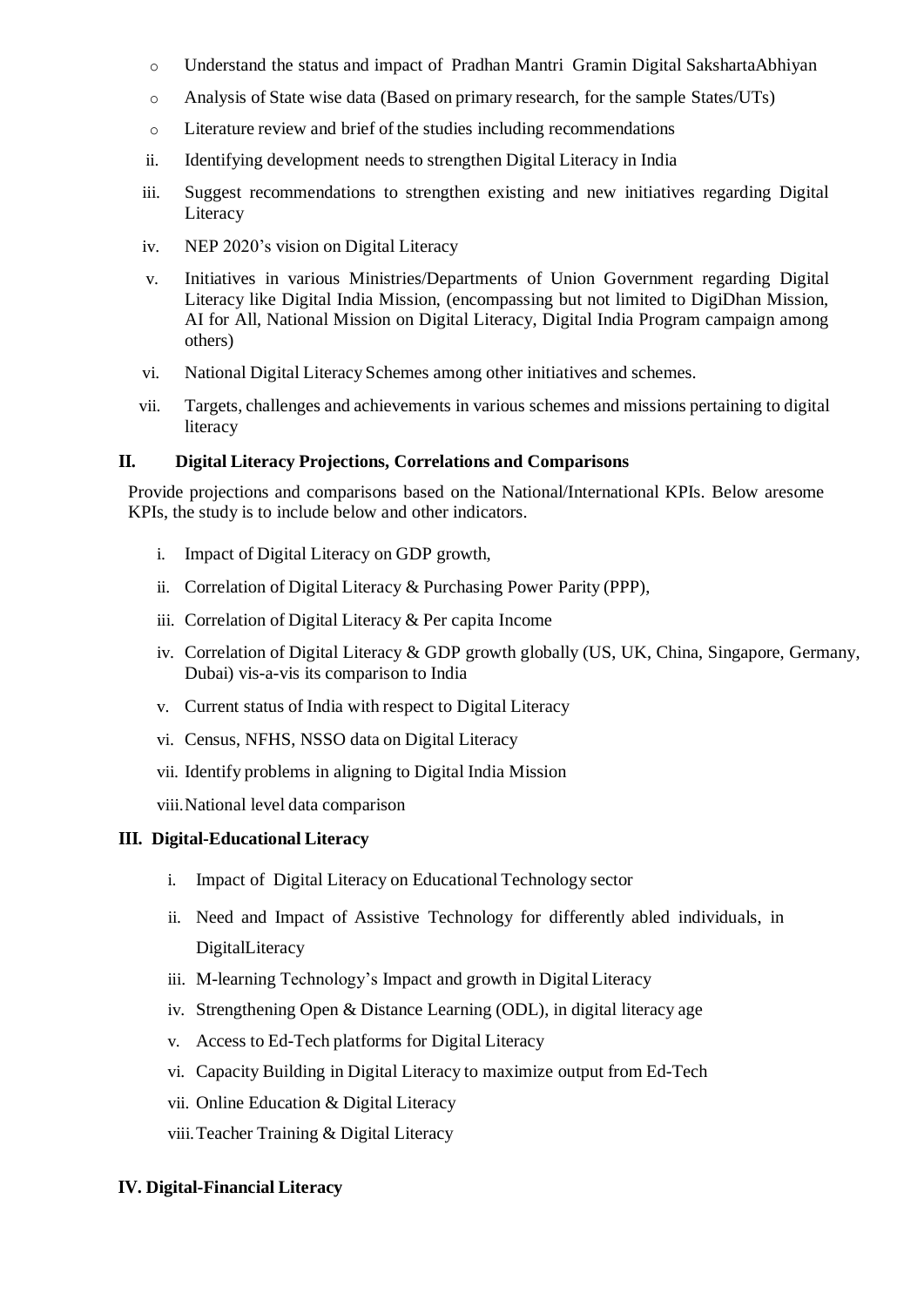- Understand the status and impact of Pradhan Mantri Gramin Digital SakshartaAbhiyan
- Analysis of State wise data (Based on primary research, for the sample States/UTs)
- Literature review and brief of the studies including recommendations

ii. Identifying development needs to strengthen Digital Literacy in India

iii. Suggest recommendations to strengthen existing and new initiatives regarding Digital Literacy

iv. NEP 2020's vision on Digital Literacy

v. Initiatives in various Ministries/Departments of Union Government regarding Digital Literacy like Digital India Mission, (encompassing but not limited to DigiDhan Mission, AI for All, National Mission on Digital Literacy, Digital India Program campaign among others)

vi. National Digital Literacy Schemes among other initiatives and schemes.

vii. Targets, challenges and achievements in various schemes and missions pertaining to digital literacy

## II. Digital Literacy Projections, Correlations and Comparisons

Provide projections and comparisons based on the National/International KPIs. Below aresome KPIs, the study is to include below and other indicators.

i. Impact of Digital Literacy on GDP growth,

ii. Correlation of Digital Literacy & Purchasing Power Parity (PPP),

iii. Correlation of Digital Literacy & Per capita Income

iv. Correlation of Digital Literacy & GDP growth globally (US, UK, China, Singapore, Germany, Dubai) vis-a-vis its comparison to India

v. Current status of India with respect to Digital Literacy

vi. Census, NFHS, NSSO data on Digital Literacy

vii. Identify problems in aligning to Digital India Mission

viii. National level data comparison

## III. Digital-Educational Literacy

i. Impact of Digital Literacy on Educational Technology sector

ii. Need and Impact of Assistive Technology for differently abled individuals, in DigitalLiteracy

iii. M-learning Technology's Impact and growth in Digital Literacy

iv. Strengthening Open & Distance Learning (ODL), in digital literacy age

v. Access to Ed-Tech platforms for Digital Literacy

vi. Capacity Building in Digital Literacy to maximize output from Ed-Tech

vii. Online Education & Digital Literacy

viii. Teacher Training & Digital Literacy

## IV. Digital-Financial Literacy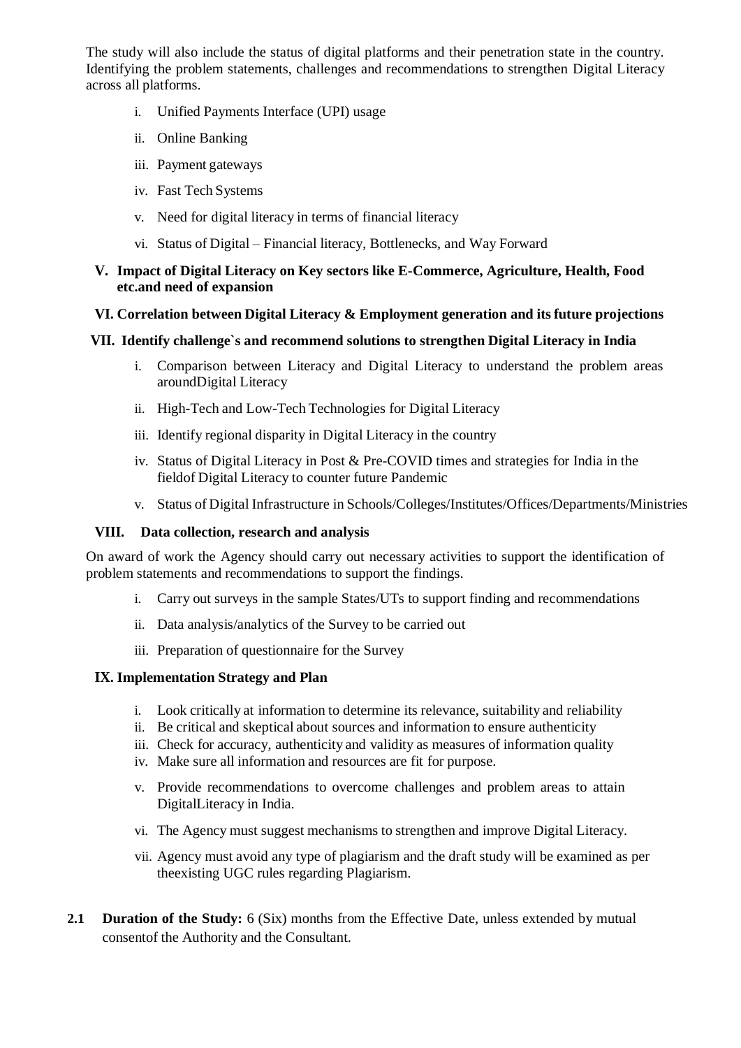The study will also include the status of digital platforms and their penetration state in the country. Identifying the problem statements, challenges and recommendations to strengthen Digital Literacy across all platforms.

i. Unified Payments Interface (UPI) usage

ii. Online Banking

iii. Payment gateways

iv. Fast Tech Systems

v. Need for digital literacy in terms of financial literacy

vi. Status of Digital – Financial literacy, Bottlenecks, and Way Forward

**V. Impact of Digital Literacy on Key sectors like E-Commerce, Agriculture, Health, Food etc.and need of expansion**

**VI. Correlation between Digital Literacy & Employment generation and its future projections**

**VII. Identify challenge`s and recommend solutions to strengthen Digital Literacy in India**

i. Comparison between Literacy and Digital Literacy to understand the problem areas aroundDigital Literacy

ii. High-Tech and Low-Tech Technologies for Digital Literacy

iii. Identify regional disparity in Digital Literacy in the country

iv. Status of Digital Literacy in Post & Pre-COVID times and strategies for India in the fieldof Digital Literacy to counter future Pandemic

v. Status of Digital Infrastructure in Schools/Colleges/Institutes/Offices/Departments/Ministries

**VIII. Data collection, research and analysis**

On award of work the Agency should carry out necessary activities to support the identification of problem statements and recommendations to support the findings.

i. Carry out surveys in the sample States/UTs to support finding and recommendations

ii. Data analysis/analytics of the Survey to be carried out

iii. Preparation of questionnaire for the Survey

**IX. Implementation Strategy and Plan**

i. Look critically at information to determine its relevance, suitability and reliability
ii. Be critical and skeptical about sources and information to ensure authenticity
iii. Check for accuracy, authenticity and validity as measures of information quality
iv. Make sure all information and resources are fit for purpose.

v. Provide recommendations to overcome challenges and problem areas to attain DigitalLiteracy in India.

vi. The Agency must suggest mechanisms to strengthen and improve Digital Literacy.

vii. Agency must avoid any type of plagiarism and the draft study will be examined as per theexisting UGC rules regarding Plagiarism.

**2.1 Duration of the Study:** 6 (Six) months from the Effective Date, unless extended by mutual consentof the Authority and the Consultant.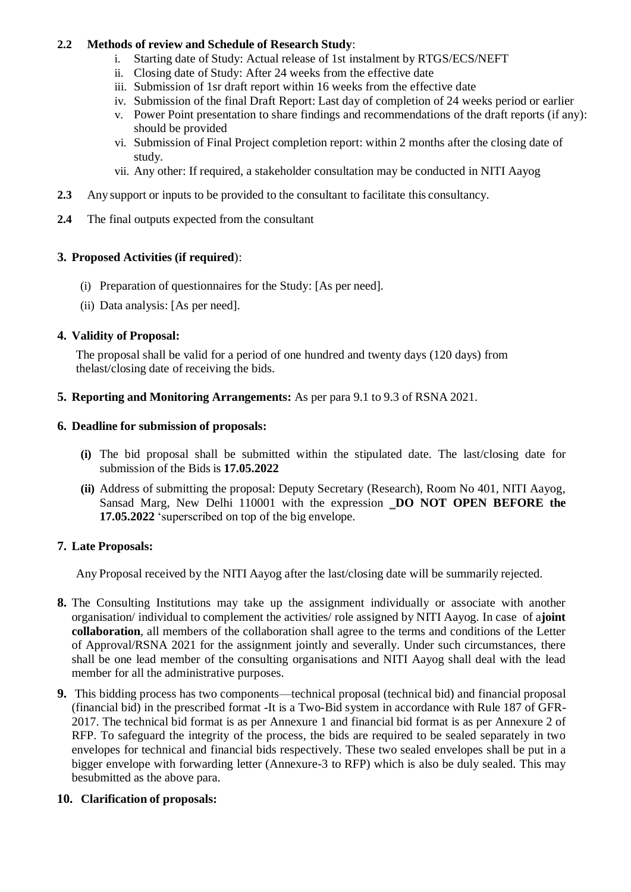**2.2 Methods of review and Schedule of Research Study**:

i. Starting date of Study: Actual release of 1st instalment by RTGS/ECS/NEFT
ii. Closing date of Study: After 24 weeks from the effective date
iii. Submission of 1sr draft report within 16 weeks from the effective date
iv. Submission of the final Draft Report: Last day of completion of 24 weeks period or earlier
v. Power Point presentation to share findings and recommendations of the draft reports (if any): should be provided
vi. Submission of Final Project completion report: within 2 months after the closing date of study.
vii. Any other: If required, a stakeholder consultation may be conducted in NITI Aayog

**2.3** Any support or inputs to be provided to the consultant to facilitate this consultancy.

**2.4** The final outputs expected from the consultant

## 3. Proposed Activities (if required):

(i) Preparation of questionnaires for the Study: [As per need].

(ii) Data analysis: [As per need].

## 4. Validity of Proposal:

The proposal shall be valid for a period of one hundred and twenty days (120 days) from thelast/closing date of receiving the bids.

## 5. Reporting and Monitoring Arrangements: As per para 9.1 to 9.3 of RSNA 2021.

## 6. Deadline for submission of proposals:

**(i)** The bid proposal shall be submitted within the stipulated date. The last/closing date for submission of the Bids is **17.05.2022**

**(ii)** Address of submitting the proposal: Deputy Secretary (Research), Room No 401, NITI Aayog, Sansad Marg, New Delhi 110001 with the expression **_DO NOT OPEN BEFORE the 17.05.2022** 'superscribed on top of the big envelope.

## 7. Late Proposals:

Any Proposal received by the NITI Aayog after the last/closing date will be summarily rejected.

**8.** The Consulting Institutions may take up the assignment individually or associate with another organisation/ individual to complement the activities/ role assigned by NITI Aayog. In case of a**joint collaboration**, all members of the collaboration shall agree to the terms and conditions of the Letter of Approval/RSNA 2021 for the assignment jointly and severally. Under such circumstances, there shall be one lead member of the consulting organisations and NITI Aayog shall deal with the lead member for all the administrative purposes.

**9.** This bidding process has two components—technical proposal (technical bid) and financial proposal (financial bid) in the prescribed format -It is a Two-Bid system in accordance with Rule 187 of GFR-2017. The technical bid format is as per Annexure 1 and financial bid format is as per Annexure 2 of RFP. To safeguard the integrity of the process, the bids are required to be sealed separately in two envelopes for technical and financial bids respectively. These two sealed envelopes shall be put in a bigger envelope with forwarding letter (Annexure-3 to RFP) which is also be duly sealed. This may besubmitted as the above para.

## 10. Clarification of proposals: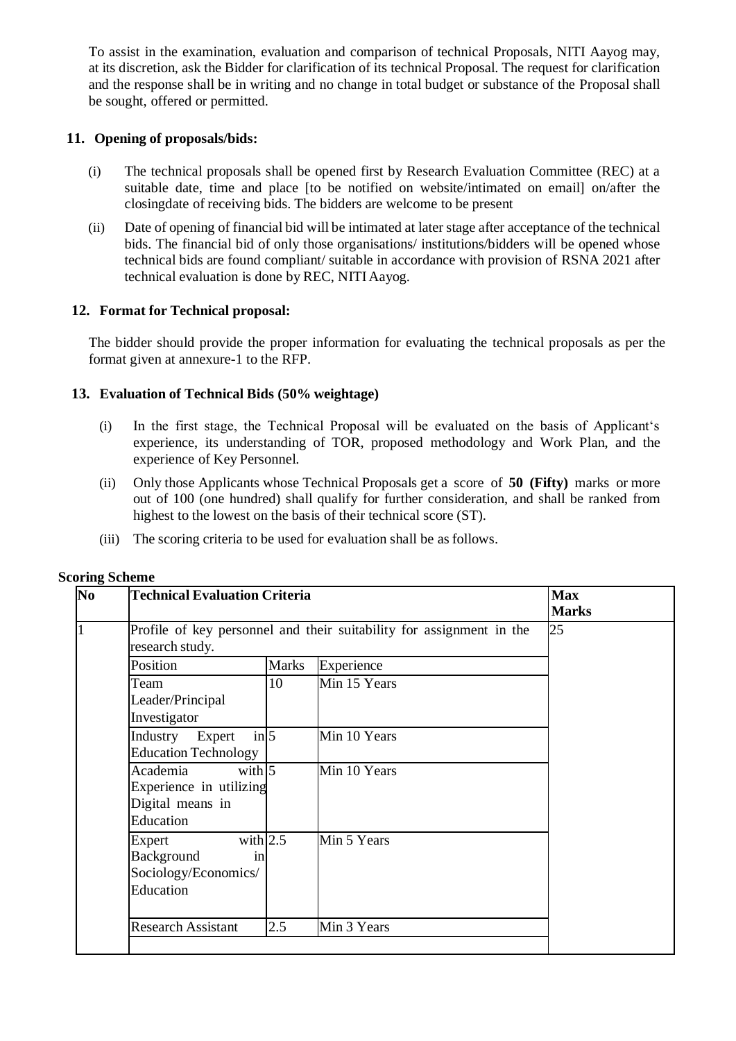To assist in the examination, evaluation and comparison of technical Proposals, NITI Aayog may, at its discretion, ask the Bidder for clarification of its technical Proposal. The request for clarification and the response shall be in writing and no change in total budget or substance of the Proposal shall be sought, offered or permitted.

**11. Opening of proposals/bids:**

(i) The technical proposals shall be opened first by Research Evaluation Committee (REC) at a suitable date, time and place [to be notified on website/intimated on email] on/after the closingdate of receiving bids. The bidders are welcome to be present

(ii) Date of opening of financial bid will be intimated at later stage after acceptance of the technical bids. The financial bid of only those organisations/ institutions/bidders will be opened whose technical bids are found compliant/ suitable in accordance with provision of RSNA 2021 after technical evaluation is done by REC, NITI Aayog.

**12. Format for Technical proposal:**

The bidder should provide the proper information for evaluating the technical proposals as per the format given at annexure-1 to the RFP.

**13. Evaluation of Technical Bids (50% weightage)**

(i) In the first stage, the Technical Proposal will be evaluated on the basis of Applicant's experience, its understanding of TOR, proposed methodology and Work Plan, and the experience of Key Personnel.

(ii) Only those Applicants whose Technical Proposals get a score of **50 (Fifty)** marks or more out of 100 (one hundred) shall qualify for further consideration, and shall be ranked from highest to the lowest on the basis of their technical score (ST).

(iii) The scoring criteria to be used for evaluation shall be as follows.

**Scoring Scheme**

| No | Technical Evaluation Criteria | | | Max Marks |
|---|---|---|---|---|
| 1 | Profile of key personnel and their suitability for assignment in the research study. | | | 25 |
| | Position | Marks | Experience | |
| | Team Leader/Principal Investigator | 10 | Min 15 Years | |
| | Industry Expert in Education Technology | 5 | Min 10 Years | |
| | Academia with Experience in utilizing Digital means in Education | 5 | Min 10 Years | |
| | Expert with Background in Sociology/Economics/ Education | 2.5 | Min 5 Years | |
| | Research Assistant | 2.5 | Min 3 Years | |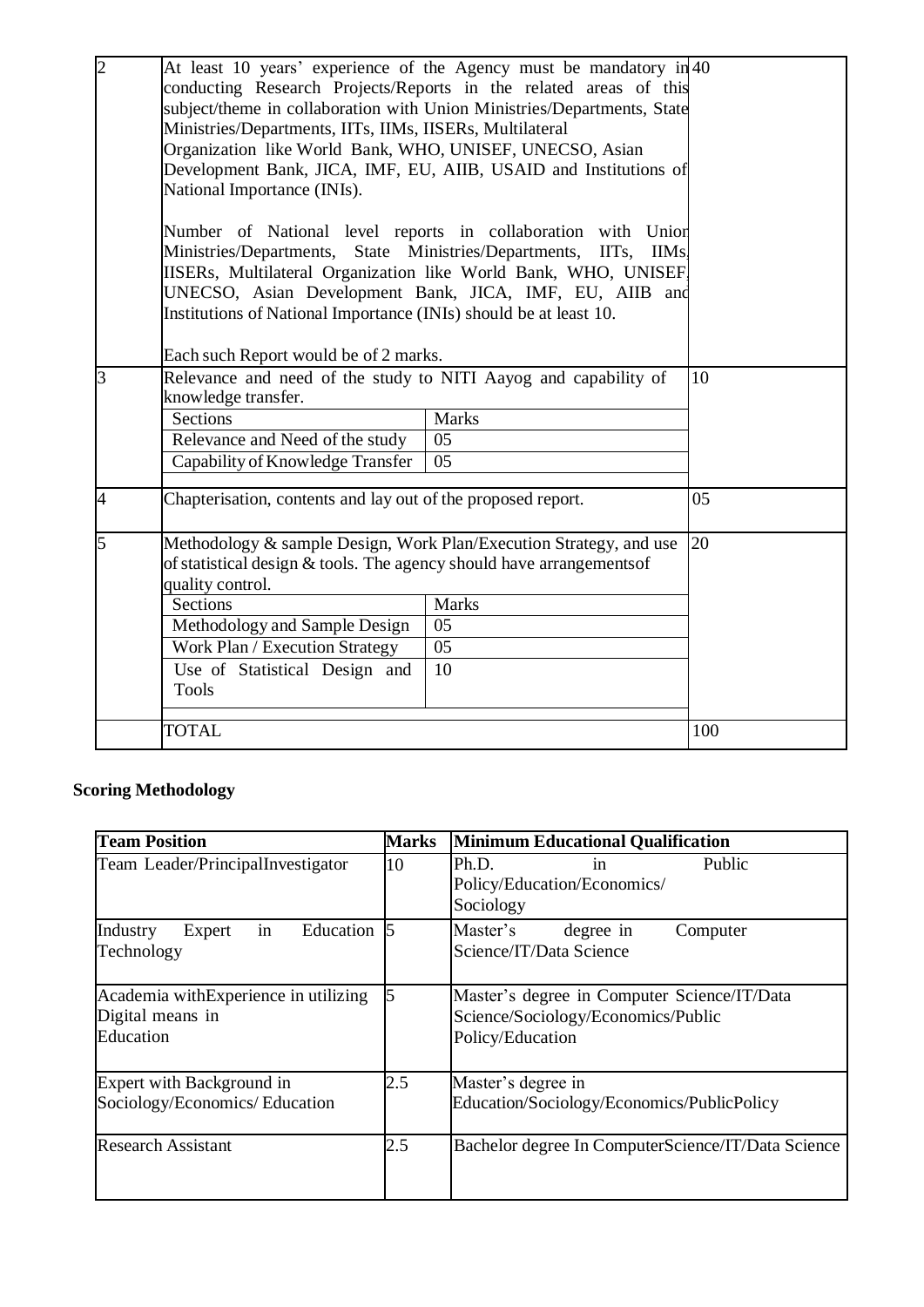| 2 | At least 10 years' experience of the Agency must be mandatory in conducting Research Projects/Reports in the related areas of this subject/theme in collaboration with Union Ministries/Departments, State Ministries/Departments, IITs, IIMs, IISERs, Multilateral Organization like World Bank, WHO, UNISEF, UNECSO, Asian Development Bank, JICA, IMF, EU, AIIB, USAID and Institutions of National Importance (INIs).<br><br>Number of National level reports in collaboration with Union Ministries/Departments, State Ministries/Departments, IITs, IIMs, IISERs, Multilateral Organization like World Bank, WHO, UNISEF, UNECSO, Asian Development Bank, JICA, IMF, EU, AIIB and Institutions of National Importance (INIs) should be at least 10.<br><br>Each such Report would be of 2 marks. | 40 |
|---|---|---|
| 3 | Relevance and need of the study to NITI Aayog and capability of knowledge transfer.<br><br>Sections — Marks<br>Relevance and Need of the study — 05<br>Capability of Knowledge Transfer — 05 | 10 |
| 4 | Chapterisation, contents and lay out of the proposed report. | 05 |
| 5 | Methodology & sample Design, Work Plan/Execution Strategy, and use of statistical design & tools. The agency should have arrangementsof quality control.<br><br>Sections — Marks<br>Methodology and Sample Design — 05<br>Work Plan / Execution Strategy — 05<br>Use of Statistical Design and Tools — 10 | 20 |
| | TOTAL | 100 |

**Scoring Methodology**

| Team Position | Marks | Minimum Educational Qualification |
|---|---|---|
| Team Leader/PrincipalInvestigator | 10 | Ph.D. in Public Policy/Education/Economics/ Sociology |
| Industry Expert in Education Technology | 5 | Master's degree in Computer Science/IT/Data Science |
| Academia withExperience in utilizing Digital means in Education | 5 | Master's degree in Computer Science/IT/Data Science/Sociology/Economics/Public Policy/Education |
| Expert with Background in Sociology/Economics/ Education | 2.5 | Master's degree in Education/Sociology/Economics/PublicPolicy |
| Research Assistant | 2.5 | Bachelor degree In ComputerScience/IT/Data Science |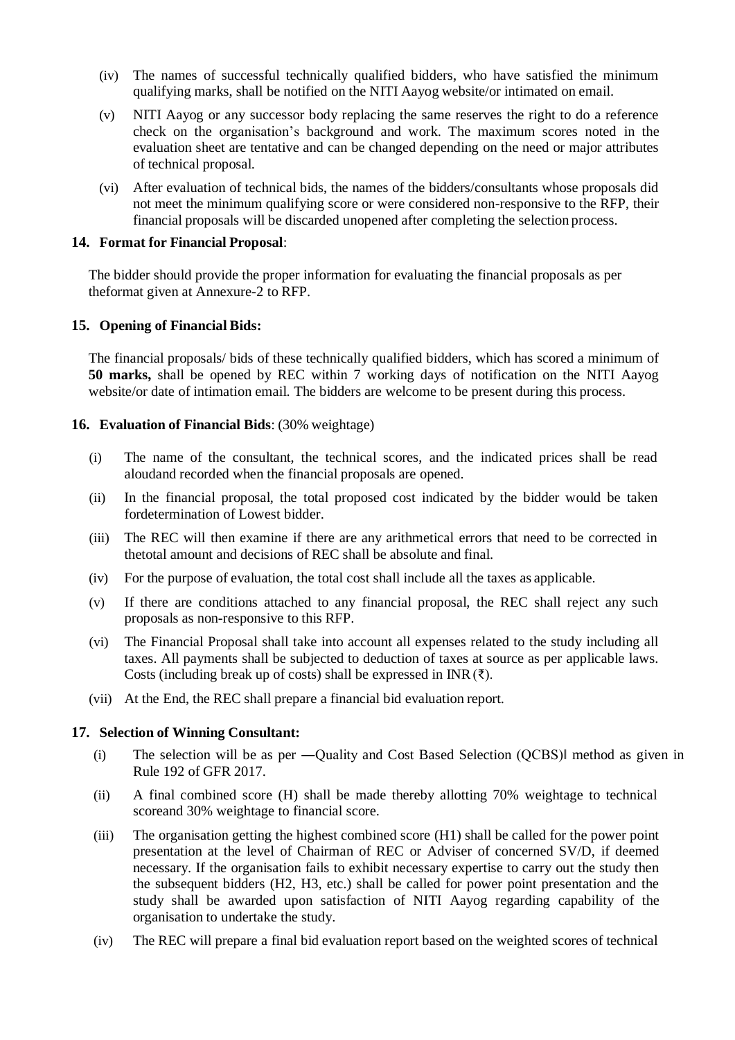(iv) The names of successful technically qualified bidders, who have satisfied the minimum qualifying marks, shall be notified on the NITI Aayog website/or intimated on email.

(v) NITI Aayog or any successor body replacing the same reserves the right to do a reference check on the organisation's background and work. The maximum scores noted in the evaluation sheet are tentative and can be changed depending on the need or major attributes of technical proposal.

(vi) After evaluation of technical bids, the names of the bidders/consultants whose proposals did not meet the minimum qualifying score or were considered non-responsive to the RFP, their financial proposals will be discarded unopened after completing the selection process.

**14. Format for Financial Proposal**:

The bidder should provide the proper information for evaluating the financial proposals as per theformat given at Annexure-2 to RFP.

**15. Opening of Financial Bids:**

The financial proposals/ bids of these technically qualified bidders, which has scored a minimum of **50 marks,** shall be opened by REC within 7 working days of notification on the NITI Aayog website/or date of intimation email. The bidders are welcome to be present during this process.

**16. Evaluation of Financial Bids**: (30% weightage)

(i) The name of the consultant, the technical scores, and the indicated prices shall be read aloudand recorded when the financial proposals are opened.

(ii) In the financial proposal, the total proposed cost indicated by the bidder would be taken fordetermination of Lowest bidder.

(iii) The REC will then examine if there are any arithmetical errors that need to be corrected in thetotal amount and decisions of REC shall be absolute and final.

(iv) For the purpose of evaluation, the total cost shall include all the taxes as applicable.

(v) If there are conditions attached to any financial proposal, the REC shall reject any such proposals as non-responsive to this RFP.

(vi) The Financial Proposal shall take into account all expenses related to the study including all taxes. All payments shall be subjected to deduction of taxes at source as per applicable laws. Costs (including break up of costs) shall be expressed in INR (₹).

(vii) At the End, the REC shall prepare a financial bid evaluation report.

**17. Selection of Winning Consultant:**

(i) The selection will be as per ―Quality and Cost Based Selection (QCBS)‖ method as given in Rule 192 of GFR 2017.

(ii) A final combined score (H) shall be made thereby allotting 70% weightage to technical scoreand 30% weightage to financial score.

(iii) The organisation getting the highest combined score (H1) shall be called for the power point presentation at the level of Chairman of REC or Adviser of concerned SV/D, if deemed necessary. If the organisation fails to exhibit necessary expertise to carry out the study then the subsequent bidders (H2, H3, etc.) shall be called for power point presentation and the study shall be awarded upon satisfaction of NITI Aayog regarding capability of the organisation to undertake the study.

(iv) The REC will prepare a final bid evaluation report based on the weighted scores of technical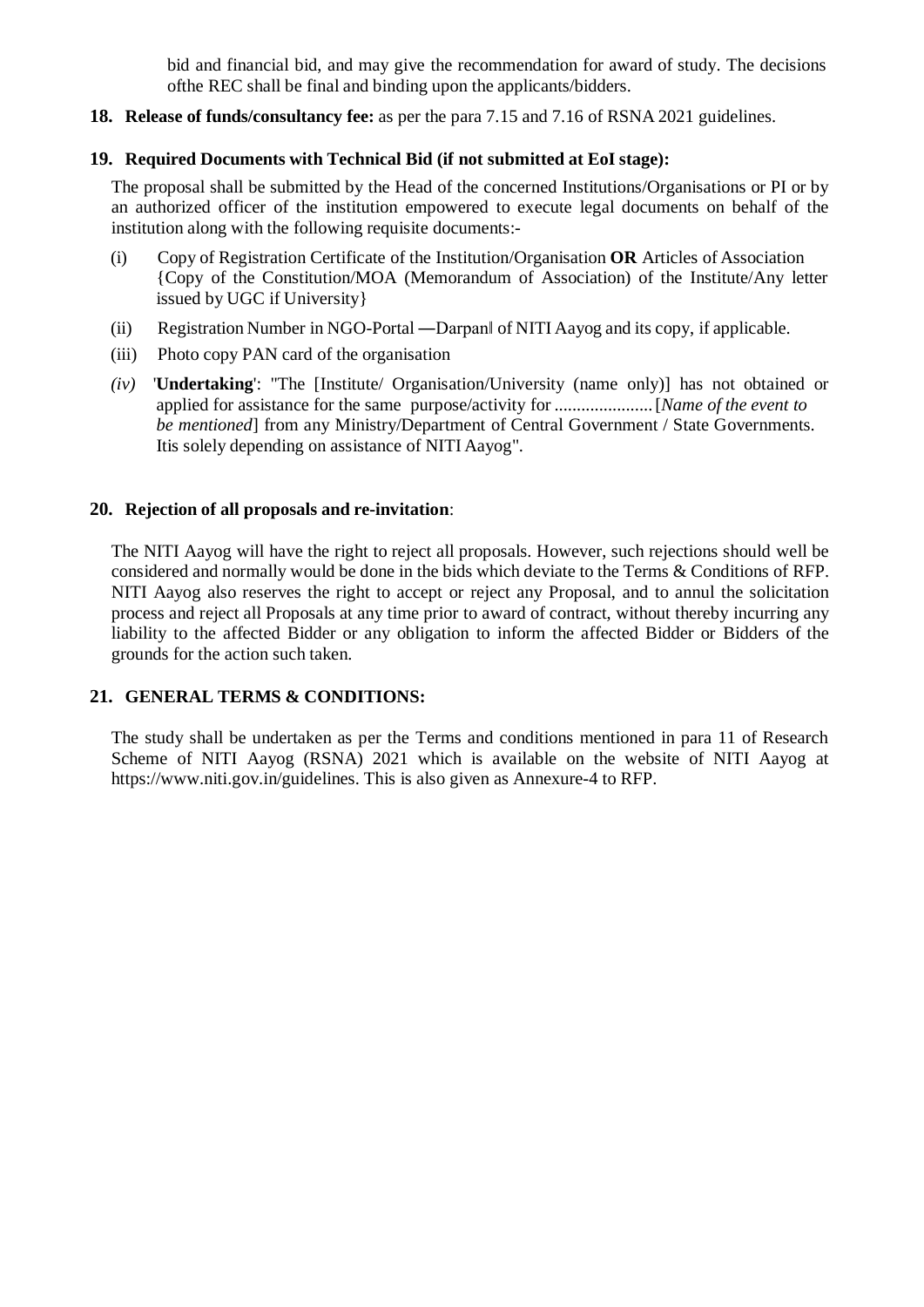bid and financial bid, and may give the recommendation for award of study. The decisions ofthe REC shall be final and binding upon the applicants/bidders.

**18. Release of funds/consultancy fee:** as per the para 7.15 and 7.16 of RSNA 2021 guidelines.

**19. Required Documents with Technical Bid (if not submitted at EoI stage):**

The proposal shall be submitted by the Head of the concerned Institutions/Organisations or PI or by an authorized officer of the institution empowered to execute legal documents on behalf of the institution along with the following requisite documents:-

(i) Copy of Registration Certificate of the Institution/Organisation **OR** Articles of Association {Copy of the Constitution/MOA (Memorandum of Association) of the Institute/Any letter issued by UGC if University}

(ii) Registration Number in NGO-Portal ―Darpan‖ of NITI Aayog and its copy, if applicable.

(iii) Photo copy PAN card of the organisation

*(iv)* '**Undertaking**': "The [Institute/ Organisation/University (name only)] has not obtained or applied for assistance for the same purpose/activity for ...................... [*Name of the event to be mentioned*] from any Ministry/Department of Central Government / State Governments. Itis solely depending on assistance of NITI Aayog".

**20. Rejection of all proposals and re-invitation**:

The NITI Aayog will have the right to reject all proposals. However, such rejections should well be considered and normally would be done in the bids which deviate to the Terms & Conditions of RFP. NITI Aayog also reserves the right to accept or reject any Proposal, and to annul the solicitation process and reject all Proposals at any time prior to award of contract, without thereby incurring any liability to the affected Bidder or any obligation to inform the affected Bidder or Bidders of the grounds for the action such taken.

**21. GENERAL TERMS & CONDITIONS:**

The study shall be undertaken as per the Terms and conditions mentioned in para 11 of Research Scheme of NITI Aayog (RSNA) 2021 which is available on the website of NITI Aayog at https://www.niti.gov.in/guidelines. This is also given as Annexure-4 to RFP.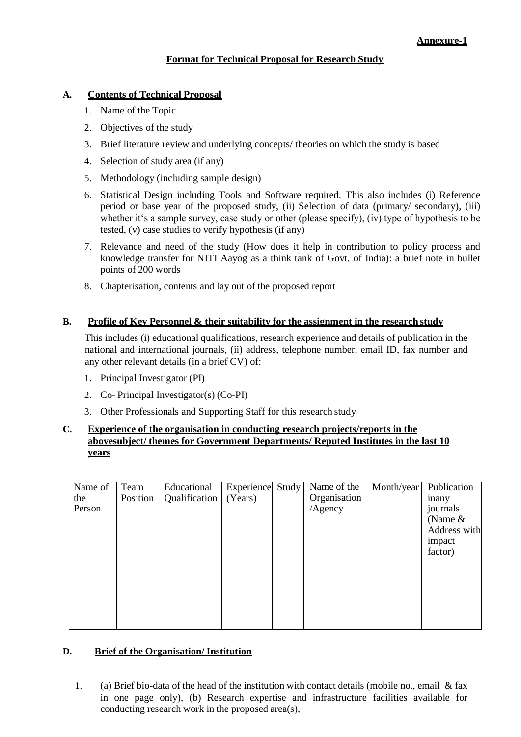**Annexure-1**

## Format for Technical Proposal for Research Study

### A. Contents of Technical Proposal

1. Name of the Topic
2. Objectives of the study
3. Brief literature review and underlying concepts/ theories on which the study is based
4. Selection of study area (if any)
5. Methodology (including sample design)
6. Statistical Design including Tools and Software required. This also includes (i) Reference period or base year of the proposed study, (ii) Selection of data (primary/ secondary), (iii) whether it's a sample survey, case study or other (please specify), (iv) type of hypothesis to be tested, (v) case studies to verify hypothesis (if any)
7. Relevance and need of the study (How does it help in contribution to policy process and knowledge transfer for NITI Aayog as a think tank of Govt. of India): a brief note in bullet points of 200 words
8. Chapterisation, contents and lay out of the proposed report

### B. Profile of Key Personnel & their suitability for the assignment in the research study

This includes (i) educational qualifications, research experience and details of publication in the national and international journals, (ii) address, telephone number, email ID, fax number and any other relevant details (in a brief CV) of:

1. Principal Investigator (PI)
2. Co- Principal Investigator(s) (Co-PI)
3. Other Professionals and Supporting Staff for this research study

### C. Experience of the organisation in conducting research projects/reports in the abovesubject/ themes for Government Departments/ Reputed Institutes in the last 10 years

| Name of the Person | Team Position | Educational Qualification | Experience (Years) | Study | Name of the Organisation /Agency | Month/year | Publication inany journals (Name & Address with impact factor) |
|---|---|---|---|---|---|---|---|
| | | | | | | | |

### D. Brief of the Organisation/ Institution

1. (a) Brief bio-data of the head of the institution with contact details (mobile no., email & fax in one page only), (b) Research expertise and infrastructure facilities available for conducting research work in the proposed area(s),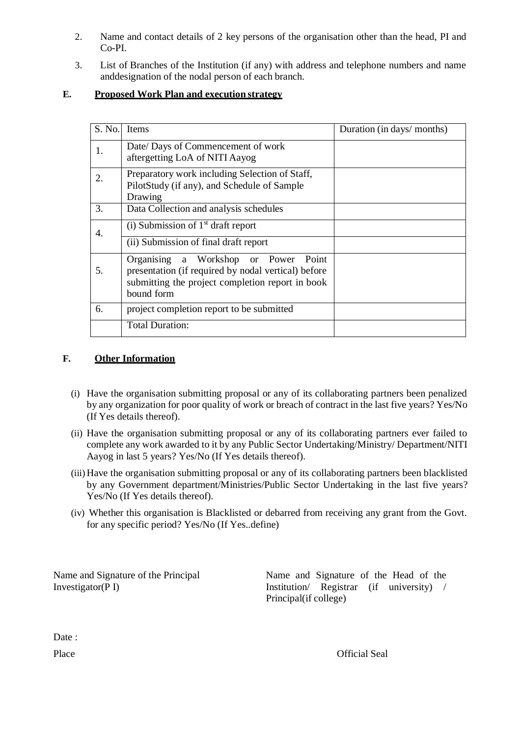2. Name and contact details of 2 key persons of the organisation other than the head, PI and Co-PI.

3. List of Branches of the Institution (if any) with address and telephone numbers and name anddesignation of the nodal person of each branch.

**E. <u>Proposed Work Plan and execution strategy</u>**

| S. No. | Items | Duration (in days/ months) |
|---|---|---|
| 1. | Date/ Days of Commencement of work aftergetting LoA of NITI Aayog | |
| 2. | Preparatory work including Selection of Staff, PilotStudy (if any), and Schedule of Sample Drawing | |
| 3. | Data Collection and analysis schedules | |
| 4. | (i) Submission of 1st draft report | |
| | (ii) Submission of final draft report | |
| 5. | Organising a Workshop or Power Point presentation (if required by nodal vertical) before submitting the project completion report in book bound form | |
| 6. | project completion report to be submitted | |
| | Total Duration: | |

**F. <u>Other Information</u>**

(i) Have the organisation submitting proposal or any of its collaborating partners been penalized by any organization for poor quality of work or breach of contract in the last five years? Yes/No (If Yes details thereof).

(ii) Have the organisation submitting proposal or any of its collaborating partners ever failed to complete any work awarded to it by any Public Sector Undertaking/Ministry/ Department/NITI Aayog in last 5 years? Yes/No (If Yes details thereof).

(iii) Have the organisation submitting proposal or any of its collaborating partners been blacklisted by any Government department/Ministries/Public Sector Undertaking in the last five years? Yes/No (If Yes details thereof).

(iv) Whether this organisation is Blacklisted or debarred from receiving any grant from the Govt. for any specific period? Yes/No (If Yes..define)

Name and Signature of the Principal Investigator(P I)

Name and Signature of the Head of the Institution/ Registrar (if university) / Principal(if college)

Date :

Place

Official Seal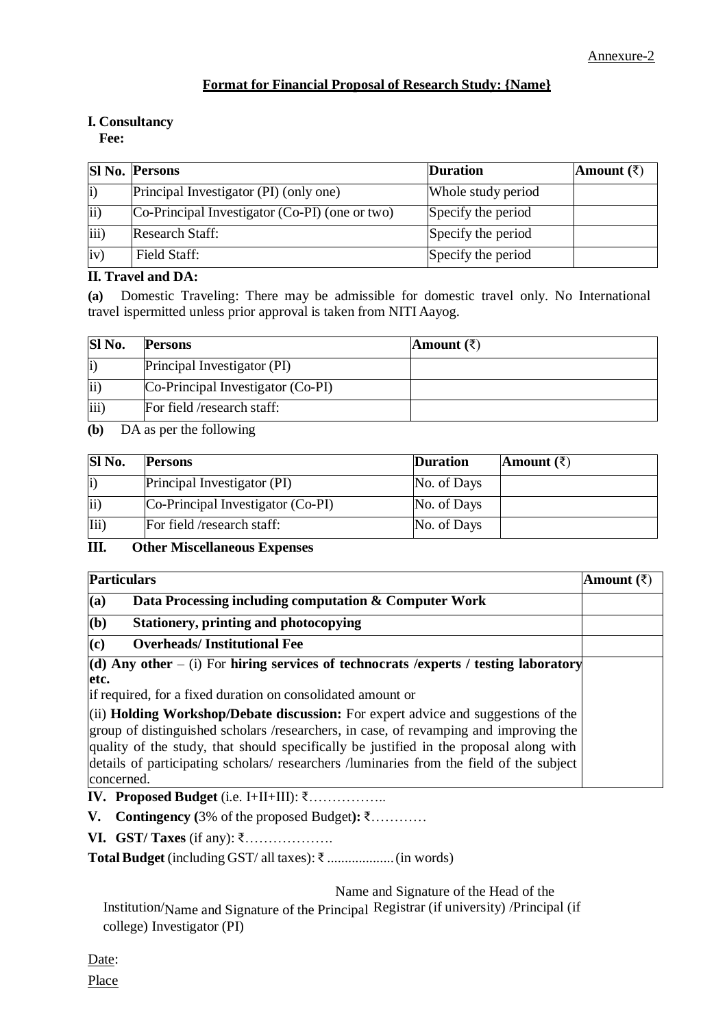Annexure-2

## Format for Financial Proposal of Research Study: {Name}

**I. Consultancy Fee:**

| Sl No. | Persons | Duration | Amount (₹) |
|---|---|---|---|
| i) | Principal Investigator (PI) (only one) | Whole study period | |
| ii) | Co-Principal Investigator (Co-PI) (one or two) | Specify the period | |
| iii) | Research Staff: | Specify the period | |
| iv) | Field Staff: | Specify the period | |

**II. Travel and DA:**

**(a)** Domestic Traveling: There may be admissible for domestic travel only. No International travel ispermitted unless prior approval is taken from NITI Aayog.

| Sl No. | Persons | Amount (₹) |
|---|---|---|
| i) | Principal Investigator (PI) | |
| ii) | Co-Principal Investigator (Co-PI) | |
| iii) | For field /research staff: | |

**(b)** DA as per the following

| Sl No. | Persons | Duration | Amount (₹) |
|---|---|---|---|
| i) | Principal Investigator (PI) | No. of Days | |
| ii) | Co-Principal Investigator (Co-PI) | No. of Days | |
| Iii) | For field /research staff: | No. of Days | |

**III. Other Miscellaneous Expenses**

| Particulars | Amount (₹) |
|---|---|
| **(a) Data Processing including computation & Computer Work** | |
| **(b) Stationery, printing and photocopying** | |
| **(c) Overheads/ Institutional Fee** | |
| **(d) Any other** – (i) For **hiring services of technocrats /experts / testing laboratory etc.** if required, for a fixed duration on consolidated amount or (ii) **Holding Workshop/Debate discussion:** For expert advice and suggestions of the group of distinguished scholars /researchers, in case, of revamping and improving the quality of the study, that should specifically be justified in the proposal along with details of participating scholars/ researchers /luminaries from the field of the subject concerned. | |

**IV. Proposed Budget** (i.e. I+II+III): ₹……………..

**V. Contingency (**3% of the proposed Budget**):** ₹…………

**VI. GST/ Taxes** (if any): ₹……………….

**Total Budget** (including GST/ all taxes): ₹ .................. (in words)

Name and Signature of the Principal Investigator (PI)

Name and Signature of the Head of the Institution/Registrar (if university) /Principal (if college)

Date:

Place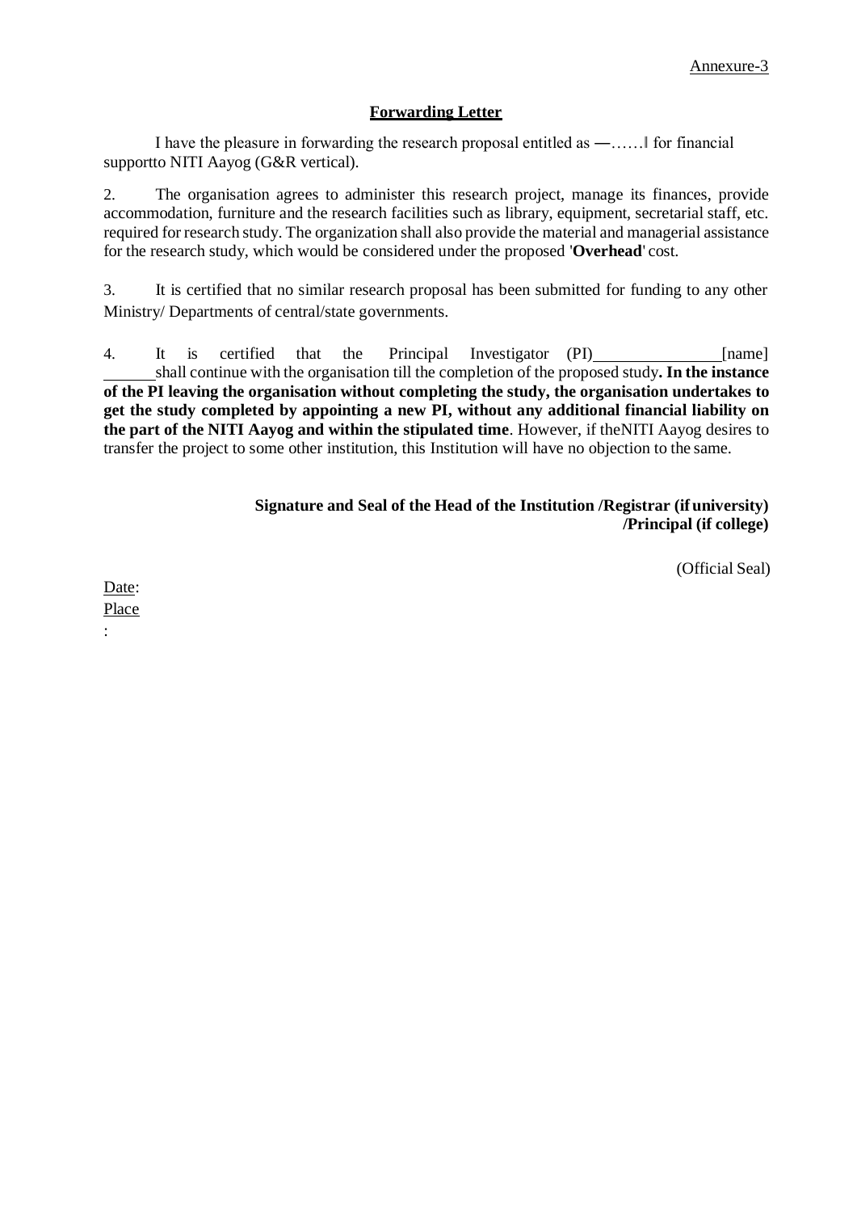Annexure-3

## Forwarding Letter

I have the pleasure in forwarding the research proposal entitled as ―……‖ for financial supportto NITI Aayog (G&R vertical).

2. The organisation agrees to administer this research project, manage its finances, provide accommodation, furniture and the research facilities such as library, equipment, secretarial staff, etc. required for research study. The organization shall also provide the material and managerial assistance for the research study, which would be considered under the proposed '**Overhead**' cost.

3. It is certified that no similar research proposal has been submitted for funding to any other Ministry/ Departments of central/state governments.

4. It is certified that the Principal Investigator (PI)\_\_\_\_\_\_\_\_\_\_\_\_\_\_\_[name] \_\_\_\_\_\_shall continue with the organisation till the completion of the proposed study**. In the instance of the PI leaving the organisation without completing the study, the organisation undertakes to get the study completed by appointing a new PI, without any additional financial liability on the part of the NITI Aayog and within the stipulated time**. However, if theNITI Aayog desires to transfer the project to some other institution, this Institution will have no objection to the same.

**Signature and Seal of the Head of the Institution /Registrar (if university) /Principal (if college)**

(Official Seal)

Date:

Place

: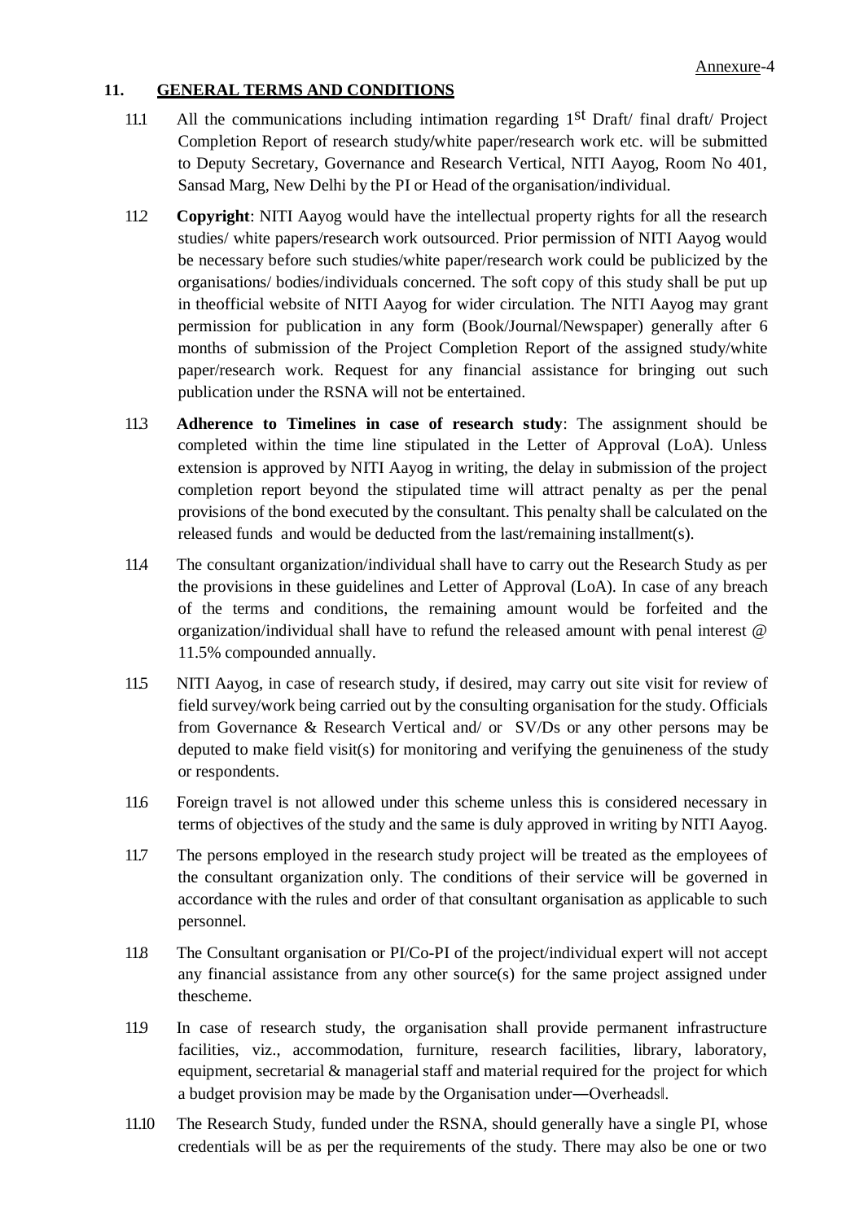Annexure-4

## 11. GENERAL TERMS AND CONDITIONS

11.1 All the communications including intimation regarding 1st Draft/ final draft/ Project Completion Report of research study/white paper/research work etc. will be submitted to Deputy Secretary, Governance and Research Vertical, NITI Aayog, Room No 401, Sansad Marg, New Delhi by the PI or Head of the organisation/individual.

11.2 **Copyright**: NITI Aayog would have the intellectual property rights for all the research studies/ white papers/research work outsourced. Prior permission of NITI Aayog would be necessary before such studies/white paper/research work could be publicized by the organisations/ bodies/individuals concerned. The soft copy of this study shall be put up in theofficial website of NITI Aayog for wider circulation. The NITI Aayog may grant permission for publication in any form (Book/Journal/Newspaper) generally after 6 months of submission of the Project Completion Report of the assigned study/white paper/research work. Request for any financial assistance for bringing out such publication under the RSNA will not be entertained.

11.3 **Adherence to Timelines in case of research study**: The assignment should be completed within the time line stipulated in the Letter of Approval (LoA). Unless extension is approved by NITI Aayog in writing, the delay in submission of the project completion report beyond the stipulated time will attract penalty as per the penal provisions of the bond executed by the consultant. This penalty shall be calculated on the released funds and would be deducted from the last/remaining installment(s).

11.4 The consultant organization/individual shall have to carry out the Research Study as per the provisions in these guidelines and Letter of Approval (LoA). In case of any breach of the terms and conditions, the remaining amount would be forfeited and the organization/individual shall have to refund the released amount with penal interest @ 11.5% compounded annually.

11.5 NITI Aayog, in case of research study, if desired, may carry out site visit for review of field survey/work being carried out by the consulting organisation for the study. Officials from Governance & Research Vertical and/ or SV/Ds or any other persons may be deputed to make field visit(s) for monitoring and verifying the genuineness of the study or respondents.

11.6 Foreign travel is not allowed under this scheme unless this is considered necessary in terms of objectives of the study and the same is duly approved in writing by NITI Aayog.

11.7 The persons employed in the research study project will be treated as the employees of the consultant organization only. The conditions of their service will be governed in accordance with the rules and order of that consultant organisation as applicable to such personnel.

11.8 The Consultant organisation or PI/Co-PI of the project/individual expert will not accept any financial assistance from any other source(s) for the same project assigned under thescheme.

11.9 In case of research study, the organisation shall provide permanent infrastructure facilities, viz., accommodation, furniture, research facilities, library, laboratory, equipment, secretarial & managerial staff and material required for the project for which a budget provision may be made by the Organisation under―Overheads‖.

11.10 The Research Study, funded under the RSNA, should generally have a single PI, whose credentials will be as per the requirements of the study. There may also be one or two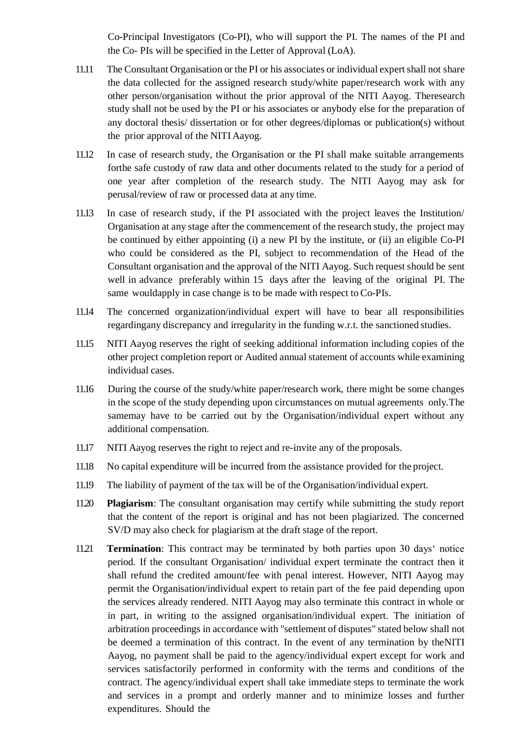Co-Principal Investigators (Co-PI), who will support the PI. The names of the PI and the Co- PIs will be specified in the Letter of Approval (LoA).

11.11 The Consultant Organisation or the PI or his associates or individual expert shall not share the data collected for the assigned research study/white paper/research work with any other person/organisation without the prior approval of the NITI Aayog. Theresearch study shall not be used by the PI or his associates or anybody else for the preparation of any doctoral thesis/ dissertation or for other degrees/diplomas or publication(s) without the prior approval of the NITI Aayog.

11.12 In case of research study, the Organisation or the PI shall make suitable arrangements forthe safe custody of raw data and other documents related to the study for a period of one year after completion of the research study. The NITI Aayog may ask for perusal/review of raw or processed data at any time.

11.13 In case of research study, if the PI associated with the project leaves the Institution/ Organisation at any stage after the commencement of the research study, the project may be continued by either appointing (i) a new PI by the institute, or (ii) an eligible Co-PI who could be considered as the PI, subject to recommendation of the Head of the Consultant organisation and the approval of the NITI Aayog. Such request should be sent well in advance preferably within 15 days after the leaving of the original PI. The same wouldapply in case change is to be made with respect to Co-PIs.

11.14 The concerned organization/individual expert will have to bear all responsibilities regardingany discrepancy and irregularity in the funding w.r.t. the sanctioned studies.

11.15 NITI Aayog reserves the right of seeking additional information including copies of the other project completion report or Audited annual statement of accounts while examining individual cases.

11.16 During the course of the study/white paper/research work, there might be some changes in the scope of the study depending upon circumstances on mutual agreements only.The samemay have to be carried out by the Organisation/individual expert without any additional compensation.

11.17 NITI Aayog reserves the right to reject and re-invite any of the proposals.

11.18 No capital expenditure will be incurred from the assistance provided for the project.

11.19 The liability of payment of the tax will be of the Organisation/individual expert.

11.20 **Plagiarism**: The consultant organisation may certify while submitting the study report that the content of the report is original and has not been plagiarized. The concerned SV/D may also check for plagiarism at the draft stage of the report.

11.21 **Termination**: This contract may be terminated by both parties upon 30 days' notice period. If the consultant Organisation/ individual expert terminate the contract then it shall refund the credited amount/fee with penal interest. However, NITI Aayog may permit the Organisation/individual expert to retain part of the fee paid depending upon the services already rendered. NITI Aayog may also terminate this contract in whole or in part, in writing to the assigned organisation/individual expert. The initiation of arbitration proceedings in accordance with "settlement of disputes" stated below shall not be deemed a termination of this contract. In the event of any termination by theNITI Aayog, no payment shall be paid to the agency/individual expert except for work and services satisfactorily performed in conformity with the terms and conditions of the contract. The agency/individual expert shall take immediate steps to terminate the work and services in a prompt and orderly manner and to minimize losses and further expenditures. Should the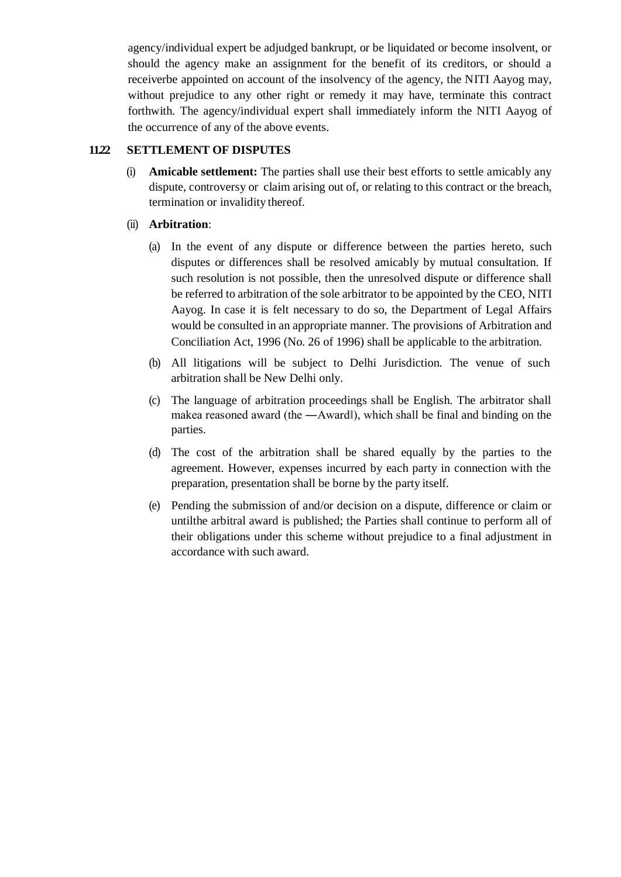agency/individual expert be adjudged bankrupt, or be liquidated or become insolvent, or should the agency make an assignment for the benefit of its creditors, or should a receiverbe appointed on account of the insolvency of the agency, the NITI Aayog may, without prejudice to any other right or remedy it may have, terminate this contract forthwith. The agency/individual expert shall immediately inform the NITI Aayog of the occurrence of any of the above events.

### 11.22 SETTLEMENT OF DISPUTES

(i) **Amicable settlement:** The parties shall use their best efforts to settle amicably any dispute, controversy or claim arising out of, or relating to this contract or the breach, termination or invalidity thereof.

(ii) **Arbitration**:

(a) In the event of any dispute or difference between the parties hereto, such disputes or differences shall be resolved amicably by mutual consultation. If such resolution is not possible, then the unresolved dispute or difference shall be referred to arbitration of the sole arbitrator to be appointed by the CEO, NITI Aayog. In case it is felt necessary to do so, the Department of Legal Affairs would be consulted in an appropriate manner. The provisions of Arbitration and Conciliation Act, 1996 (No. 26 of 1996) shall be applicable to the arbitration.

(b) All litigations will be subject to Delhi Jurisdiction. The venue of such arbitration shall be New Delhi only.

(c) The language of arbitration proceedings shall be English. The arbitrator shall makea reasoned award (the ―Award‖), which shall be final and binding on the parties.

(d) The cost of the arbitration shall be shared equally by the parties to the agreement. However, expenses incurred by each party in connection with the preparation, presentation shall be borne by the party itself.

(e) Pending the submission of and/or decision on a dispute, difference or claim or untilthe arbitral award is published; the Parties shall continue to perform all of their obligations under this scheme without prejudice to a final adjustment in accordance with such award.